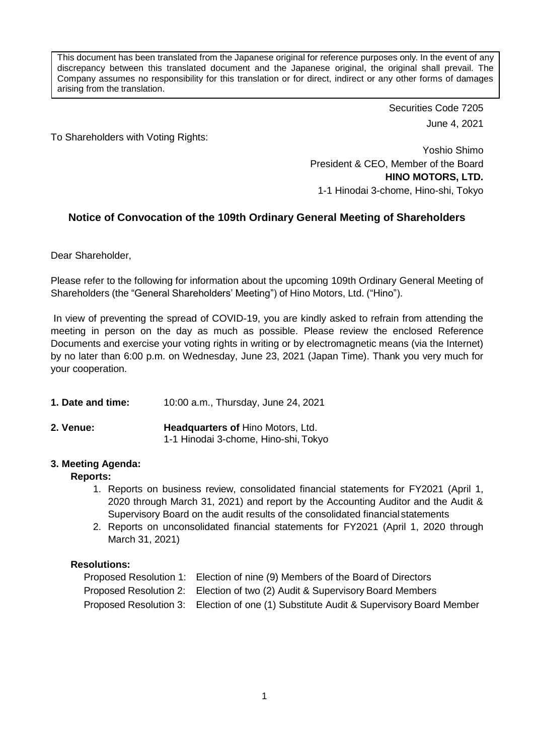This document has been translated from the Japanese original for reference purposes only. In the event of any discrepancy between this translated document and the Japanese original, the original shall prevail. The Company assumes no responsibility for this translation or for direct, indirect or any other forms of damages arising from the translation.

Securities Code 7205

June 4, 2021

To Shareholders with Voting Rights:

Yoshio Shimo
President & CEO, Member of the Board
**HINO MOTORS, LTD.**
1-1 Hinodai 3-chome, Hino-shi, Tokyo

## Notice of Convocation of the 109th Ordinary General Meeting of Shareholders

Dear Shareholder,

Please refer to the following for information about the upcoming 109th Ordinary General Meeting of Shareholders (the "General Shareholders' Meeting") of Hino Motors, Ltd. ("Hino").

In view of preventing the spread of COVID-19, you are kindly asked to refrain from attending the meeting in person on the day as much as possible. Please review the enclosed Reference Documents and exercise your voting rights in writing or by electromagnetic means (via the Internet) by no later than 6:00 p.m. on Wednesday, June 23, 2021 (Japan Time). Thank you very much for your cooperation.

**1. Date and time:** 10:00 a.m., Thursday, June 24, 2021

**2. Venue:** **Headquarters of** Hino Motors, Ltd.
1-1 Hinodai 3-chome, Hino-shi, Tokyo

**3. Meeting Agenda:**

**Reports:**

1. Reports on business review, consolidated financial statements for FY2021 (April 1, 2020 through March 31, 2021) and report by the Accounting Auditor and the Audit & Supervisory Board on the audit results of the consolidated financial statements
2. Reports on unconsolidated financial statements for FY2021 (April 1, 2020 through March 31, 2021)

**Resolutions:**

Proposed Resolution 1: Election of nine (9) Members of the Board of Directors
Proposed Resolution 2: Election of two (2) Audit & Supervisory Board Members
Proposed Resolution 3: Election of one (1) Substitute Audit & Supervisory Board Member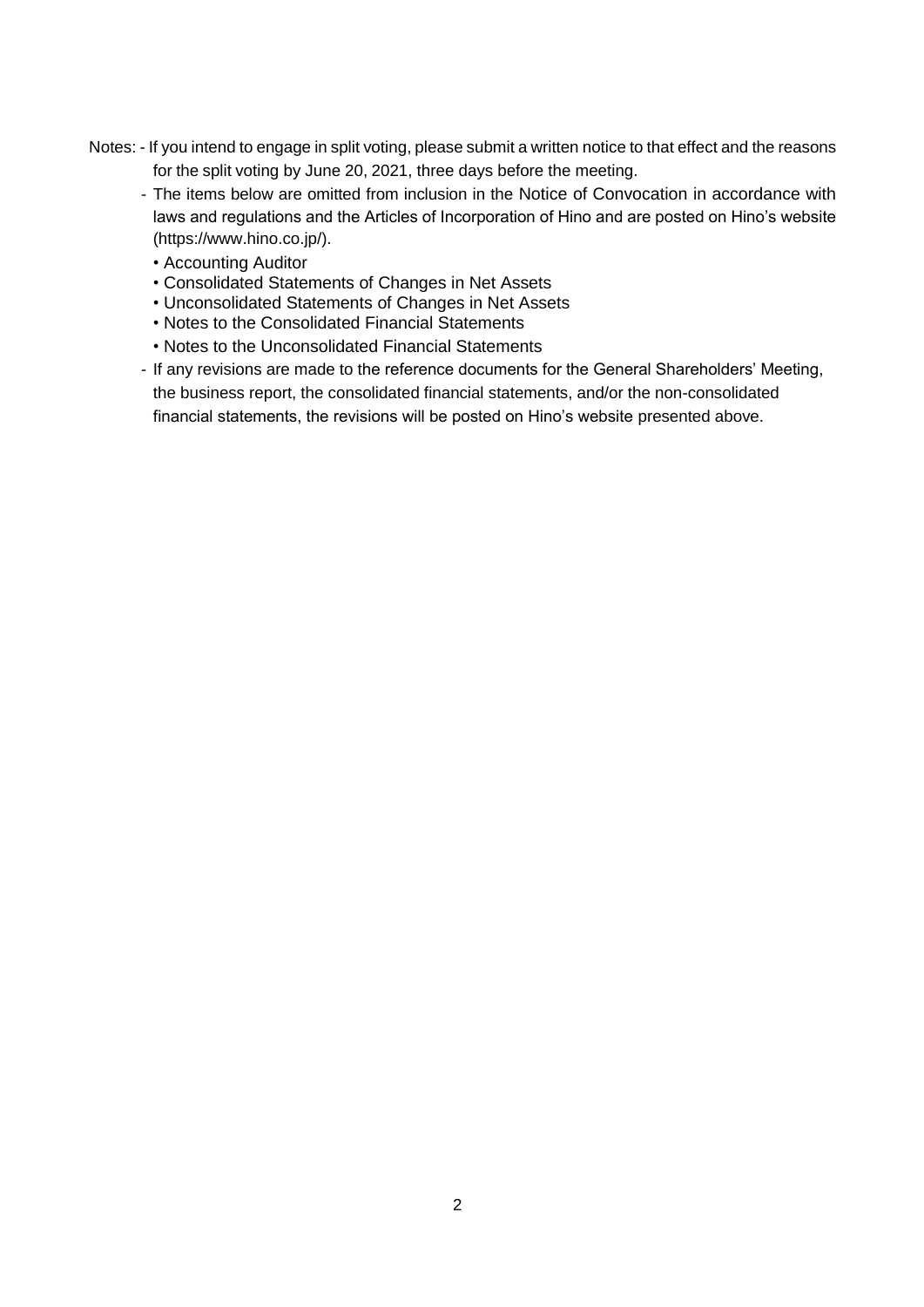Notes:

- If you intend to engage in split voting, please submit a written notice to that effect and the reasons for the split voting by June 20, 2021, three days before the meeting.
- The items below are omitted from inclusion in the Notice of Convocation in accordance with laws and regulations and the Articles of Incorporation of Hino and are posted on Hino's website (https://www.hino.co.jp/).
  - Accounting Auditor
  - Consolidated Statements of Changes in Net Assets
  - Unconsolidated Statements of Changes in Net Assets
  - Notes to the Consolidated Financial Statements
  - Notes to the Unconsolidated Financial Statements
- If any revisions are made to the reference documents for the General Shareholders' Meeting, the business report, the consolidated financial statements, and/or the non-consolidated financial statements, the revisions will be posted on Hino's website presented above.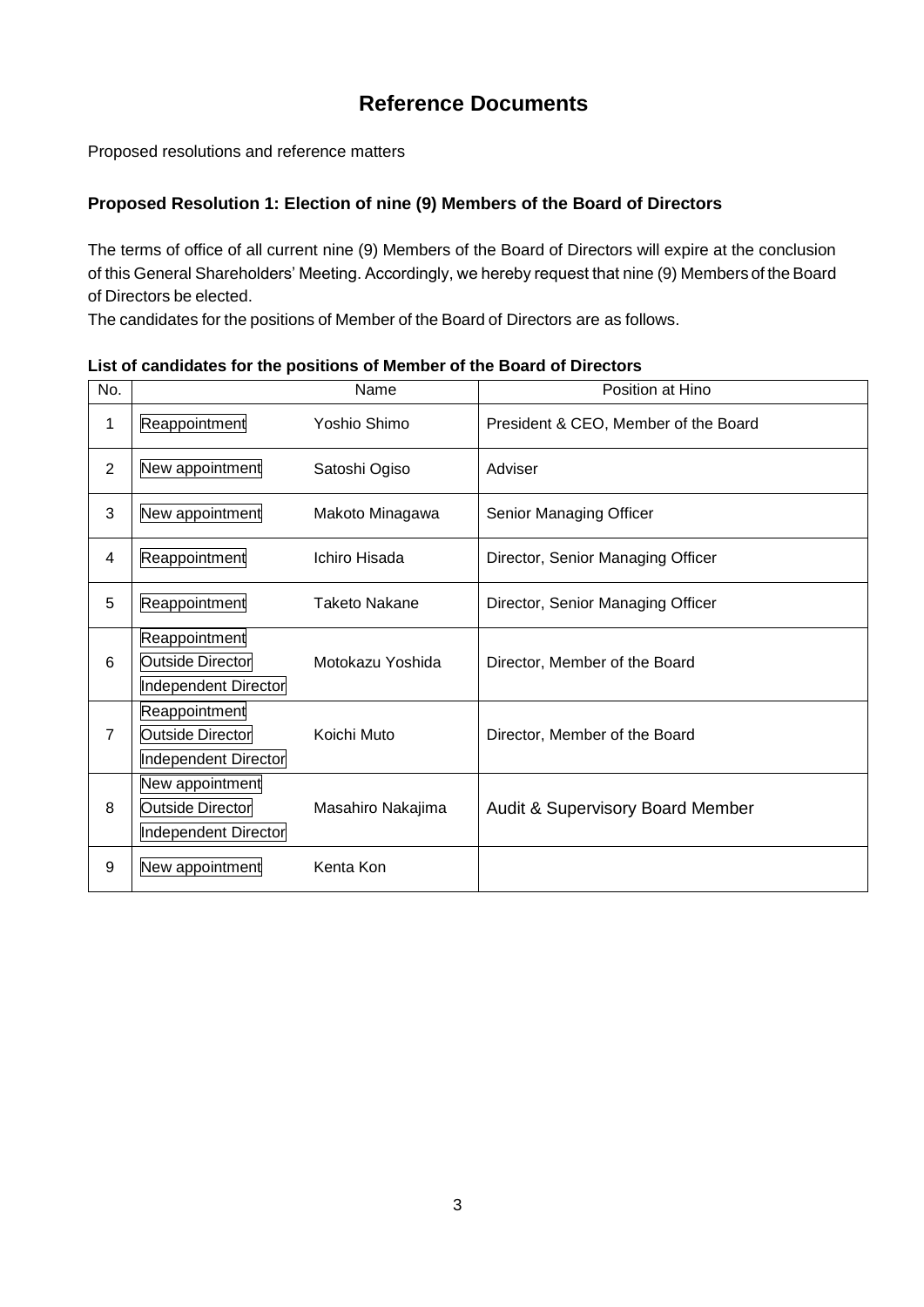# Reference Documents

Proposed resolutions and reference matters

### Proposed Resolution 1: Election of nine (9) Members of the Board of Directors

The terms of office of all current nine (9) Members of the Board of Directors will expire at the conclusion of this General Shareholders' Meeting. Accordingly, we hereby request that nine (9) Members of the Board of Directors be elected.

The candidates for the positions of Member of the Board of Directors are as follows.

**List of candidates for the positions of Member of the Board of Directors**

| No. | Name | | Position at Hino |
|---|---|---|---|
| 1 | Reappointment | Yoshio Shimo | President & CEO, Member of the Board |
| 2 | New appointment | Satoshi Ogiso | Adviser |
| 3 | New appointment | Makoto Minagawa | Senior Managing Officer |
| 4 | Reappointment | Ichiro Hisada | Director, Senior Managing Officer |
| 5 | Reappointment | Taketo Nakane | Director, Senior Managing Officer |
| 6 | Reappointment<br>Outside Director<br>Independent Director | Motokazu Yoshida | Director, Member of the Board |
| 7 | Reappointment<br>Outside Director<br>Independent Director | Koichi Muto | Director, Member of the Board |
| 8 | New appointment<br>Outside Director<br>Independent Director | Masahiro Nakajima | Audit & Supervisory Board Member |
| 9 | New appointment | Kenta Kon | |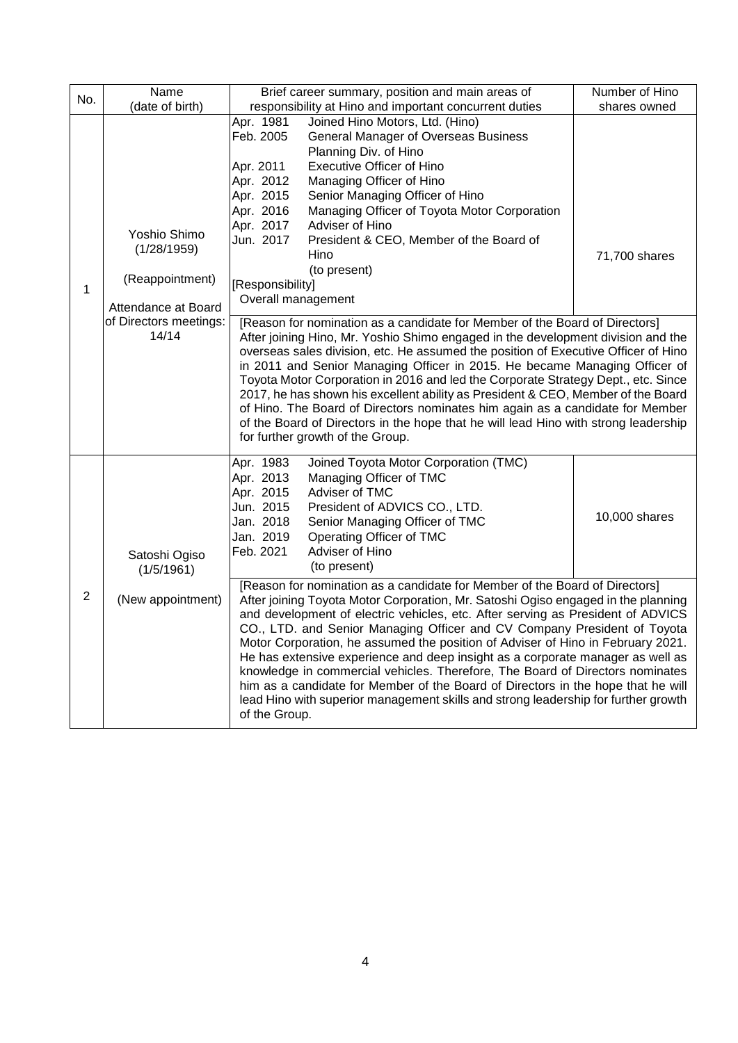| No. | Name (date of birth) | Brief career summary, position and main areas of responsibility at Hino and important concurrent duties | Number of Hino shares owned |
|---|---|---|---|
| 1 | Yoshio Shimo (1/28/1959) (Reappointment) Attendance at Board of Directors meetings: 14/14 | Apr. 1981 Joined Hino Motors, Ltd. (Hino)<br>Feb. 2005 General Manager of Overseas Business Planning Div. of Hino<br>Apr. 2011 Executive Officer of Hino<br>Apr. 2012 Managing Officer of Hino<br>Apr. 2015 Senior Managing Officer of Hino<br>Apr. 2016 Managing Officer of Toyota Motor Corporation<br>Apr. 2017 Adviser of Hino<br>Jun. 2017 President & CEO, Member of the Board of Hino (to present)<br>[Responsibility]<br>Overall management | 71,700 shares |
| | | [Reason for nomination as a candidate for Member of the Board of Directors]<br>After joining Hino, Mr. Yoshio Shimo engaged in the development division and the overseas sales division, etc. He assumed the position of Executive Officer of Hino in 2011 and Senior Managing Officer in 2015. He became Managing Officer of Toyota Motor Corporation in 2016 and led the Corporate Strategy Dept., etc. Since 2017, he has shown his excellent ability as President & CEO, Member of the Board of Hino. The Board of Directors nominates him again as a candidate for Member of the Board of Directors in the hope that he will lead Hino with strong leadership for further growth of the Group. | |
| 2 | Satoshi Ogiso (1/5/1961) (New appointment) | Apr. 1983 Joined Toyota Motor Corporation (TMC)<br>Apr. 2013 Managing Officer of TMC<br>Apr. 2015 Adviser of TMC<br>Jun. 2015 President of ADVICS CO., LTD.<br>Jan. 2018 Senior Managing Officer of TMC<br>Jan. 2019 Operating Officer of TMC<br>Feb. 2021 Adviser of Hino (to present) | 10,000 shares |
| | | [Reason for nomination as a candidate for Member of the Board of Directors]<br>After joining Toyota Motor Corporation, Mr. Satoshi Ogiso engaged in the planning and development of electric vehicles, etc. After serving as President of ADVICS CO., LTD. and Senior Managing Officer and CV Company President of Toyota Motor Corporation, he assumed the position of Adviser of Hino in February 2021. He has extensive experience and deep insight as a corporate manager as well as knowledge in commercial vehicles. Therefore, The Board of Directors nominates him as a candidate for Member of the Board of Directors in the hope that he will lead Hino with superior management skills and strong leadership for further growth of the Group. | |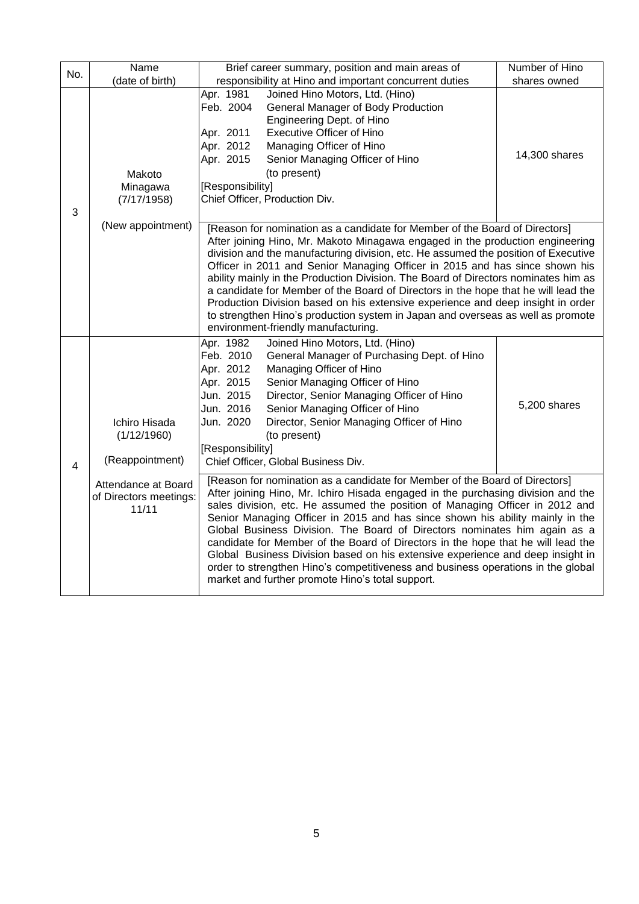| No. | Name (date of birth) | Brief career summary, position and main areas of responsibility at Hino and important concurrent duties | Number of Hino shares owned |
|---|---|---|---|
| 3 | Makoto Minagawa (7/17/1958) (New appointment) | Apr. 1981 Joined Hino Motors, Ltd. (Hino)<br>Feb. 2004 General Manager of Body Production Engineering Dept. of Hino<br>Apr. 2011 Executive Officer of Hino<br>Apr. 2012 Managing Officer of Hino<br>Apr. 2015 Senior Managing Officer of Hino (to present)<br>[Responsibility]<br>Chief Officer, Production Div. | 14,300 shares |
| | | [Reason for nomination as a candidate for Member of the Board of Directors]<br>After joining Hino, Mr. Makoto Minagawa engaged in the production engineering division and the manufacturing division, etc. He assumed the position of Executive Officer in 2011 and Senior Managing Officer in 2015 and has since shown his ability mainly in the Production Division. The Board of Directors nominates him as a candidate for Member of the Board of Directors in the hope that he will lead the Production Division based on his extensive experience and deep insight in order to strengthen Hino's production system in Japan and overseas as well as promote environment-friendly manufacturing. | |
| 4 | Ichiro Hisada (1/12/1960) (Reappointment) Attendance at Board of Directors meetings: 11/11 | Apr. 1982 Joined Hino Motors, Ltd. (Hino)<br>Feb. 2010 General Manager of Purchasing Dept. of Hino<br>Apr. 2012 Managing Officer of Hino<br>Apr. 2015 Senior Managing Officer of Hino<br>Jun. 2015 Director, Senior Managing Officer of Hino<br>Jun. 2016 Senior Managing Officer of Hino<br>Jun. 2020 Director, Senior Managing Officer of Hino (to present)<br>[Responsibility]<br>Chief Officer, Global Business Div. | 5,200 shares |
| | | [Reason for nomination as a candidate for Member of the Board of Directors]<br>After joining Hino, Mr. Ichiro Hisada engaged in the purchasing division and the sales division, etc. He assumed the position of Managing Officer in 2012 and Senior Managing Officer in 2015 and has since shown his ability mainly in the Global Business Division. The Board of Directors nominates him again as a candidate for Member of the Board of Directors in the hope that he will lead the Global Business Division based on his extensive experience and deep insight in order to strengthen Hino's competitiveness and business operations in the global market and further promote Hino's total support. | |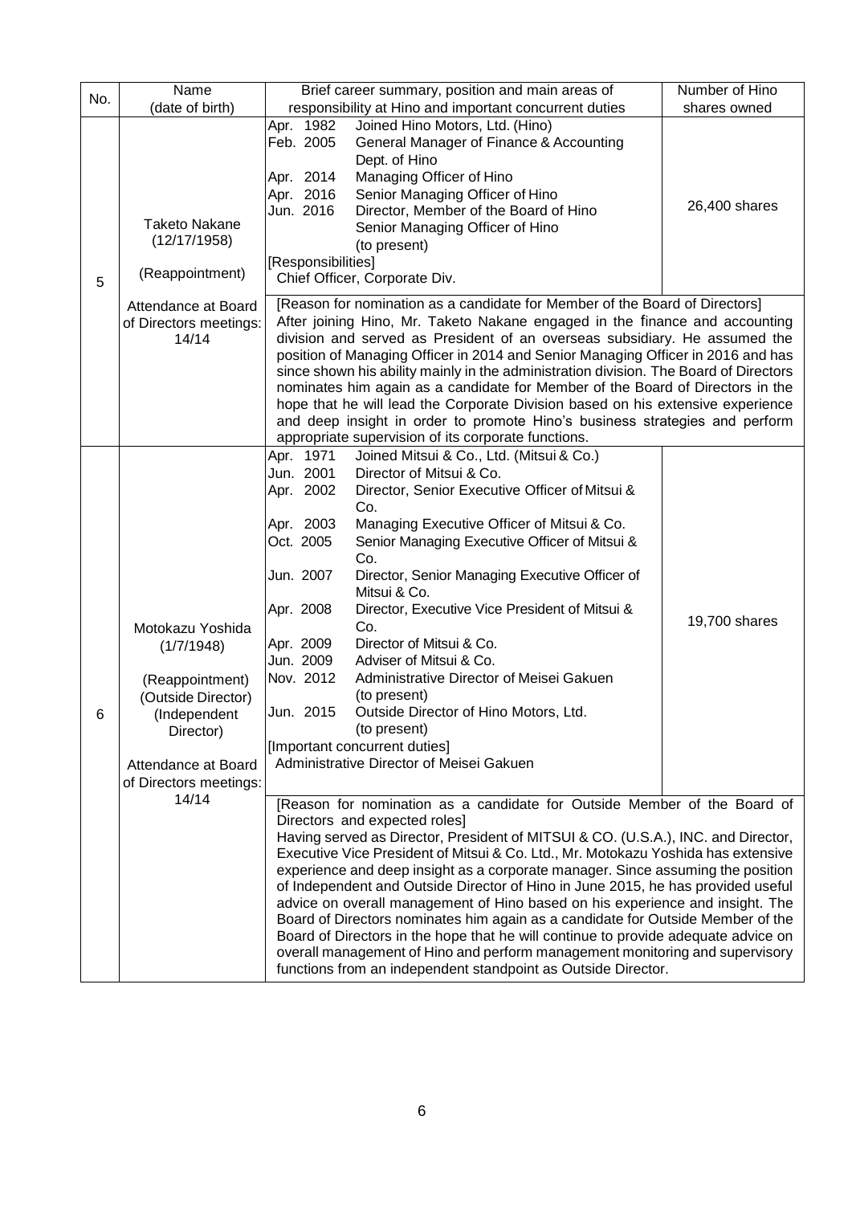| No. | Name (date of birth) | Brief career summary, position and main areas of responsibility at Hino and important concurrent duties | Number of Hino shares owned |
|---|---|---|---|
| 5 | Taketo Nakane (12/17/1958) (Reappointment) Attendance at Board of Directors meetings: 14/14 | Apr. 1982 Joined Hino Motors, Ltd. (Hino)<br>Feb. 2005 General Manager of Finance & Accounting Dept. of Hino<br>Apr. 2014 Managing Officer of Hino<br>Apr. 2016 Senior Managing Officer of Hino<br>Jun. 2016 Director, Member of the Board of Hino Senior Managing Officer of Hino (to present)<br>[Responsibilities]<br>Chief Officer, Corporate Div. | 26,400 shares |
| | | [Reason for nomination as a candidate for Member of the Board of Directors]<br>After joining Hino, Mr. Taketo Nakane engaged in the finance and accounting division and served as President of an overseas subsidiary. He assumed the position of Managing Officer in 2014 and Senior Managing Officer in 2016 and has since shown his ability mainly in the administration division. The Board of Directors nominates him again as a candidate for Member of the Board of Directors in the hope that he will lead the Corporate Division based on his extensive experience and deep insight in order to promote Hino's business strategies and perform appropriate supervision of its corporate functions. | |
| 6 | Motokazu Yoshida (1/7/1948) (Reappointment) (Outside Director) (Independent Director) Attendance at Board of Directors meetings: 14/14 | Apr. 1971 Joined Mitsui & Co., Ltd. (Mitsui & Co.)<br>Jun. 2001 Director of Mitsui & Co.<br>Apr. 2002 Director, Senior Executive Officer of Mitsui & Co.<br>Apr. 2003 Managing Executive Officer of Mitsui & Co.<br>Oct. 2005 Senior Managing Executive Officer of Mitsui & Co.<br>Jun. 2007 Director, Senior Managing Executive Officer of Mitsui & Co.<br>Apr. 2008 Director, Executive Vice President of Mitsui & Co.<br>Apr. 2009 Director of Mitsui & Co.<br>Jun. 2009 Adviser of Mitsui & Co.<br>Nov. 2012 Administrative Director of Meisei Gakuen (to present)<br>Jun. 2015 Outside Director of Hino Motors, Ltd. (to present)<br>[Important concurrent duties]<br>Administrative Director of Meisei Gakuen | 19,700 shares |
| | | [Reason for nomination as a candidate for Outside Member of the Board of Directors and expected roles]<br>Having served as Director, President of MITSUI & CO. (U.S.A.), INC. and Director, Executive Vice President of Mitsui & Co. Ltd., Mr. Motokazu Yoshida has extensive experience and deep insight as a corporate manager. Since assuming the position of Independent and Outside Director of Hino in June 2015, he has provided useful advice on overall management of Hino based on his experience and insight. The Board of Directors nominates him again as a candidate for Outside Member of the Board of Directors in the hope that he will continue to provide adequate advice on overall management of Hino and perform management monitoring and supervisory functions from an independent standpoint as Outside Director. | |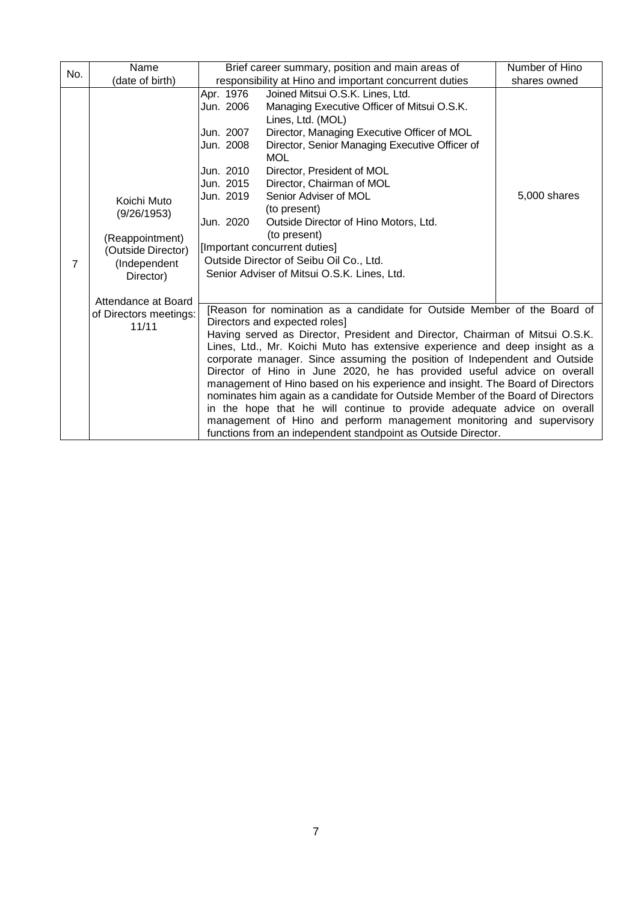| No. | Name (date of birth) | Brief career summary, position and main areas of responsibility at Hino and important concurrent duties | Number of Hino shares owned |
|---|---|---|---|
| 7 | Koichi Muto (9/26/1953)<br><br>(Reappointment) (Outside Director) (Independent Director)<br><br>Attendance at Board of Directors meetings: 11/11 | Apr. 1976 Joined Mitsui O.S.K. Lines, Ltd.<br>Jun. 2006 Managing Executive Officer of Mitsui O.S.K. Lines, Ltd. (MOL)<br>Jun. 2007 Director, Managing Executive Officer of MOL<br>Jun. 2008 Director, Senior Managing Executive Officer of MOL<br>Jun. 2010 Director, President of MOL<br>Jun. 2015 Director, Chairman of MOL<br>Jun. 2019 Senior Adviser of MOL (to present)<br>Jun. 2020 Outside Director of Hino Motors, Ltd. (to present)<br>[Important concurrent duties]<br>Outside Director of Seibu Oil Co., Ltd.<br>Senior Adviser of Mitsui O.S.K. Lines, Ltd. | 5,000 shares |
| | | [Reason for nomination as a candidate for Outside Member of the Board of Directors and expected roles]<br>Having served as Director, President and Director, Chairman of Mitsui O.S.K. Lines, Ltd., Mr. Koichi Muto has extensive experience and deep insight as a corporate manager. Since assuming the position of Independent and Outside Director of Hino in June 2020, he has provided useful advice on overall management of Hino based on his experience and insight. The Board of Directors nominates him again as a candidate for Outside Member of the Board of Directors in the hope that he will continue to provide adequate advice on overall management of Hino and perform management monitoring and supervisory functions from an independent standpoint as Outside Director. | |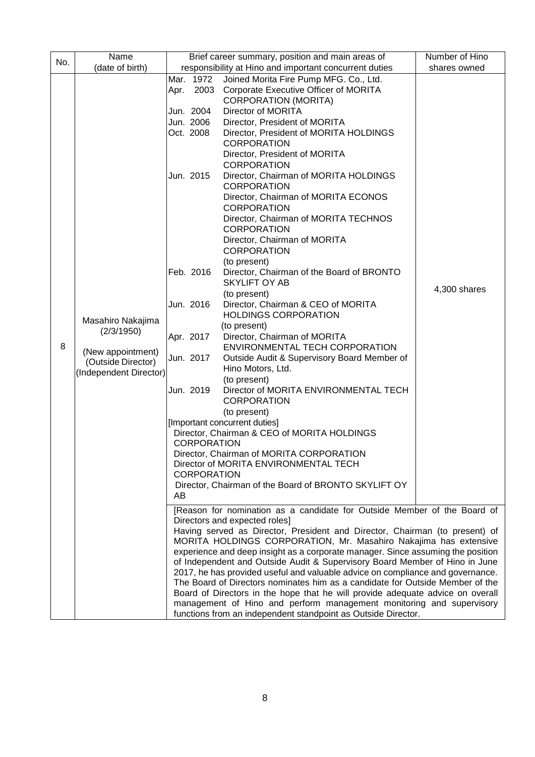| No. | Name (date of birth) | Brief career summary, position and main areas of responsibility at Hino and important concurrent duties | Number of Hino shares owned |
|---|---|---|---|
| 8 | Masahiro Nakajima (2/3/1950)<br><br>(New appointment)<br>(Outside Director)<br>(Independent Director) | Mar. 1972 Joined Morita Fire Pump MFG. Co., Ltd.<br>Apr. 2003 Corporate Executive Officer of MORITA CORPORATION (MORITA)<br>Jun. 2004 Director of MORITA<br>Jun. 2006 Director, President of MORITA<br>Oct. 2008 Director, President of MORITA HOLDINGS CORPORATION<br>Director, President of MORITA CORPORATION<br>Jun. 2015 Director, Chairman of MORITA HOLDINGS CORPORATION<br>Director, Chairman of MORITA ECONOS CORPORATION<br>Director, Chairman of MORITA TECHNOS CORPORATION<br>Director, Chairman of MORITA CORPORATION<br>(to present)<br>Feb. 2016 Director, Chairman of the Board of BRONTO SKYLIFT OY AB<br>(to present)<br>Jun. 2016 Director, Chairman & CEO of MORITA HOLDINGS CORPORATION<br>(to present)<br>Apr. 2017 Director, Chairman of MORITA ENVIRONMENTAL TECH CORPORATION<br>Jun. 2017 Outside Audit & Supervisory Board Member of Hino Motors, Ltd.<br>(to present)<br>Jun. 2019 Director of MORITA ENVIRONMENTAL TECH CORPORATION<br>(to present)<br>[Important concurrent duties]<br>Director, Chairman & CEO of MORITA HOLDINGS CORPORATION<br>Director, Chairman of MORITA CORPORATION<br>Director of MORITA ENVIRONMENTAL TECH CORPORATION<br>Director, Chairman of the Board of BRONTO SKYLIFT OY AB | 4,300 shares |
| | | [Reason for nomination as a candidate for Outside Member of the Board of Directors and expected roles]<br>Having served as Director, President and Director, Chairman (to present) of MORITA HOLDINGS CORPORATION, Mr. Masahiro Nakajima has extensive experience and deep insight as a corporate manager. Since assuming the position of Independent and Outside Audit & Supervisory Board Member of Hino in June 2017, he has provided useful and valuable advice on compliance and governance. The Board of Directors nominates him as a candidate for Outside Member of the Board of Directors in the hope that he will provide adequate advice on overall management of Hino and perform management monitoring and supervisory functions from an independent standpoint as Outside Director. | |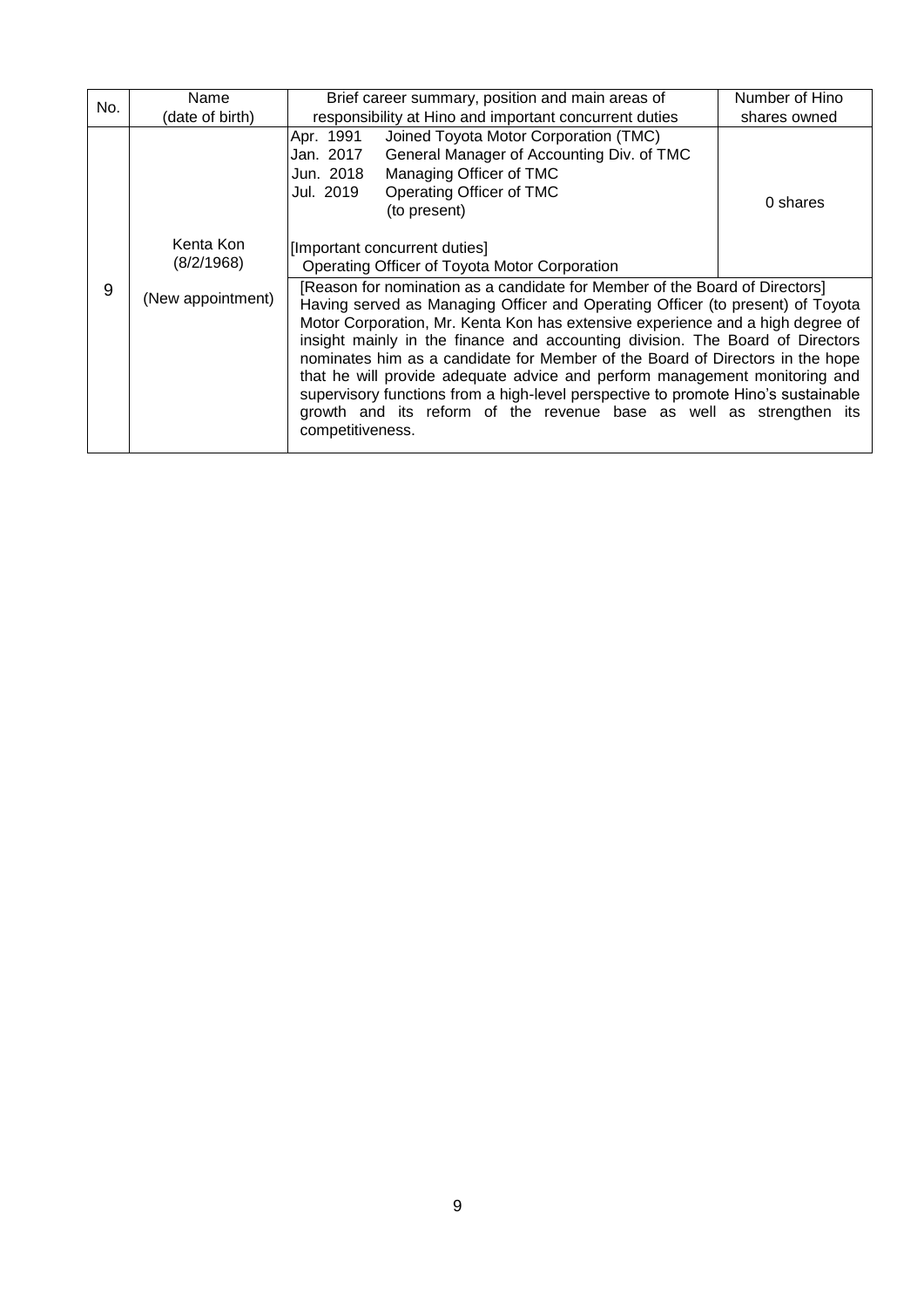| No. | Name (date of birth) | Brief career summary, position and main areas of responsibility at Hino and important concurrent duties | Number of Hino shares owned |
|---|---|---|---|
| 9 | Kenta Kon (8/2/1968) (New appointment) | Apr. 1991 Joined Toyota Motor Corporation (TMC)<br>Jan. 2017 General Manager of Accounting Div. of TMC<br>Jun. 2018 Managing Officer of TMC<br>Jul. 2019 Operating Officer of TMC (to present)<br><br>[Important concurrent duties]<br>Operating Officer of Toyota Motor Corporation | 0 shares |
| | | [Reason for nomination as a candidate for Member of the Board of Directors]<br>Having served as Managing Officer and Operating Officer (to present) of Toyota Motor Corporation, Mr. Kenta Kon has extensive experience and a high degree of insight mainly in the finance and accounting division. The Board of Directors nominates him as a candidate for Member of the Board of Directors in the hope that he will provide adequate advice and perform management monitoring and supervisory functions from a high-level perspective to promote Hino's sustainable growth and its reform of the revenue base as well as strengthen its competitiveness. | |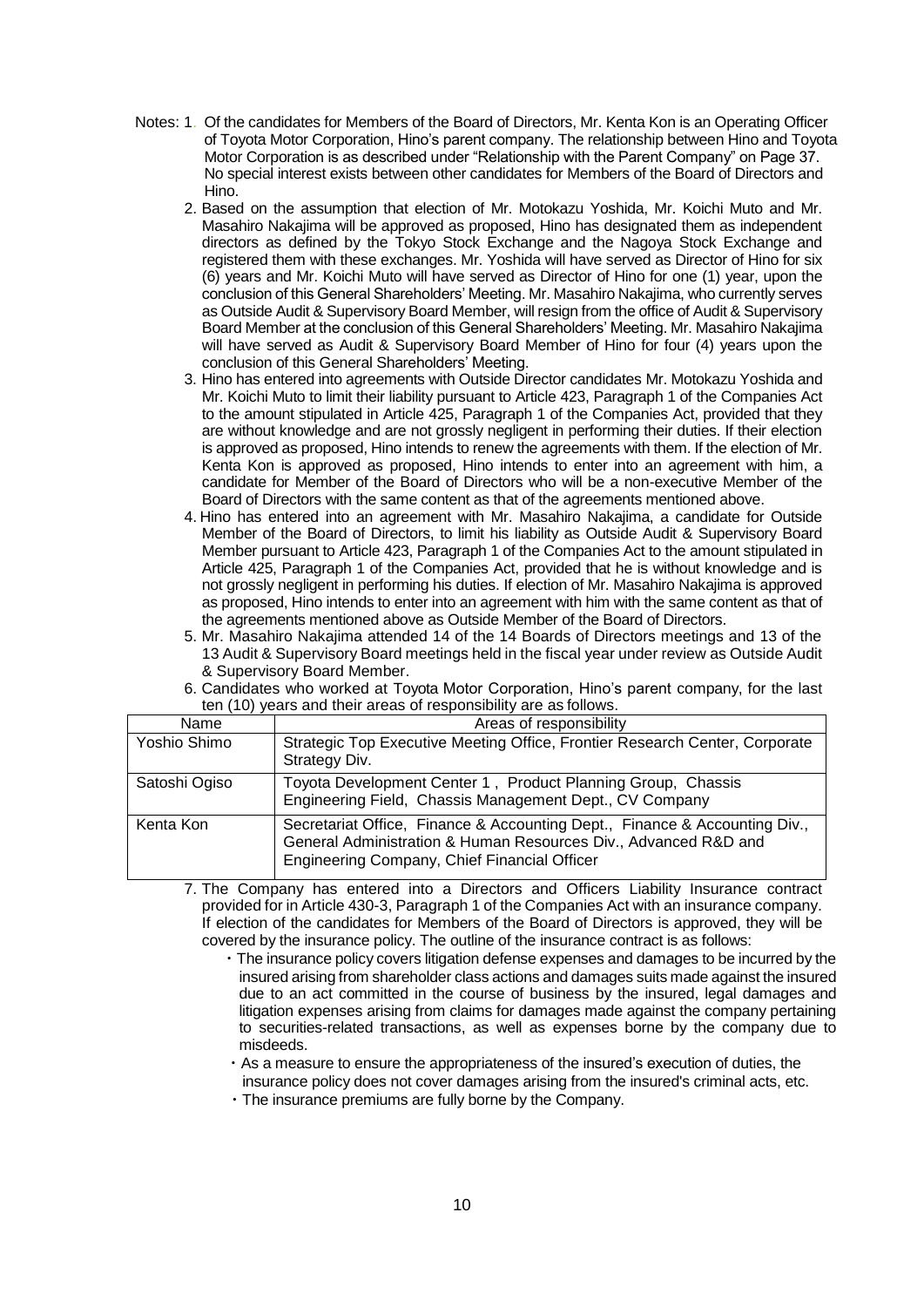Notes: 1. Of the candidates for Members of the Board of Directors, Mr. Kenta Kon is an Operating Officer of Toyota Motor Corporation, Hino's parent company. The relationship between Hino and Toyota Motor Corporation is as described under "Relationship with the Parent Company" on Page 37. No special interest exists between other candidates for Members of the Board of Directors and Hino.

2. Based on the assumption that election of Mr. Motokazu Yoshida, Mr. Koichi Muto and Mr. Masahiro Nakajima will be approved as proposed, Hino has designated them as independent directors as defined by the Tokyo Stock Exchange and the Nagoya Stock Exchange and registered them with these exchanges. Mr. Yoshida will have served as Director of Hino for six (6) years and Mr. Koichi Muto will have served as Director of Hino for one (1) year, upon the conclusion of this General Shareholders' Meeting. Mr. Masahiro Nakajima, who currently serves as Outside Audit & Supervisory Board Member, will resign from the office of Audit & Supervisory Board Member at the conclusion of this General Shareholders' Meeting. Mr. Masahiro Nakajima will have served as Audit & Supervisory Board Member of Hino for four (4) years upon the conclusion of this General Shareholders' Meeting.

3. Hino has entered into agreements with Outside Director candidates Mr. Motokazu Yoshida and Mr. Koichi Muto to limit their liability pursuant to Article 423, Paragraph 1 of the Companies Act to the amount stipulated in Article 425, Paragraph 1 of the Companies Act, provided that they are without knowledge and are not grossly negligent in performing their duties. If their election is approved as proposed, Hino intends to renew the agreements with them. If the election of Mr. Kenta Kon is approved as proposed, Hino intends to enter into an agreement with him, a candidate for Member of the Board of Directors who will be a non-executive Member of the Board of Directors with the same content as that of the agreements mentioned above.

4. Hino has entered into an agreement with Mr. Masahiro Nakajima, a candidate for Outside Member of the Board of Directors, to limit his liability as Outside Audit & Supervisory Board Member pursuant to Article 423, Paragraph 1 of the Companies Act to the amount stipulated in Article 425, Paragraph 1 of the Companies Act, provided that he is without knowledge and is not grossly negligent in performing his duties. If election of Mr. Masahiro Nakajima is approved as proposed, Hino intends to enter into an agreement with him with the same content as that of the agreements mentioned above as Outside Member of the Board of Directors.

5. Mr. Masahiro Nakajima attended 14 of the 14 Boards of Directors meetings and 13 of the 13 Audit & Supervisory Board meetings held in the fiscal year under review as Outside Audit & Supervisory Board Member.

6. Candidates who worked at Toyota Motor Corporation, Hino's parent company, for the last ten (10) years and their areas of responsibility are as follows.

| Name | Areas of responsibility |
| --- | --- |
| Yoshio Shimo | Strategic Top Executive Meeting Office, Frontier Research Center, Corporate Strategy Div. |
| Satoshi Ogiso | Toyota Development Center 1 , Product Planning Group, Chassis Engineering Field, Chassis Management Dept., CV Company |
| Kenta Kon | Secretariat Office, Finance & Accounting Dept., Finance & Accounting Div., General Administration & Human Resources Div., Advanced R&D and Engineering Company, Chief Financial Officer |

7. The Company has entered into a Directors and Officers Liability Insurance contract provided for in Article 430-3, Paragraph 1 of the Companies Act with an insurance company. If election of the candidates for Members of the Board of Directors is approved, they will be covered by the insurance policy. The outline of the insurance contract is as follows:

- The insurance policy covers litigation defense expenses and damages to be incurred by the insured arising from shareholder class actions and damages suits made against the insured due to an act committed in the course of business by the insured, legal damages and litigation expenses arising from claims for damages made against the company pertaining to securities-related transactions, as well as expenses borne by the company due to misdeeds.
- As a measure to ensure the appropriateness of the insured's execution of duties, the insurance policy does not cover damages arising from the insured's criminal acts, etc.
- The insurance premiums are fully borne by the Company.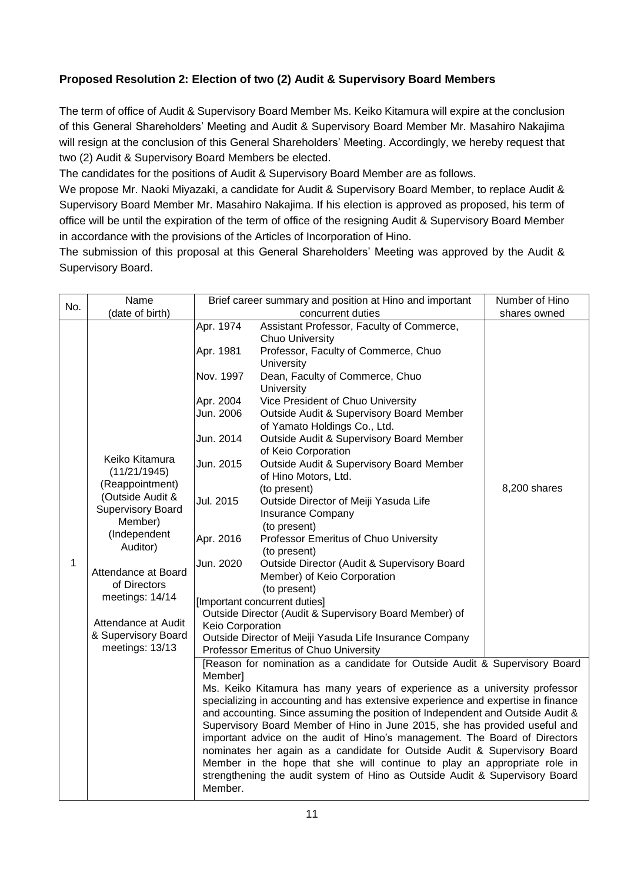## Proposed Resolution 2: Election of two (2) Audit & Supervisory Board Members

The term of office of Audit & Supervisory Board Member Ms. Keiko Kitamura will expire at the conclusion of this General Shareholders' Meeting and Audit & Supervisory Board Member Mr. Masahiro Nakajima will resign at the conclusion of this General Shareholders' Meeting. Accordingly, we hereby request that two (2) Audit & Supervisory Board Members be elected.

The candidates for the positions of Audit & Supervisory Board Member are as follows.

We propose Mr. Naoki Miyazaki, a candidate for Audit & Supervisory Board Member, to replace Audit & Supervisory Board Member Mr. Masahiro Nakajima. If his election is approved as proposed, his term of office will be until the expiration of the term of office of the resigning Audit & Supervisory Board Member in accordance with the provisions of the Articles of Incorporation of Hino.

The submission of this proposal at this General Shareholders' Meeting was approved by the Audit & Supervisory Board.

| No. | Name (date of birth) | Brief career summary and position at Hino and important concurrent duties | Number of Hino shares owned |
|---|---|---|---|
| 1 | Keiko Kitamura (11/21/1945) (Reappointment) (Outside Audit & Supervisory Board Member) (Independent Auditor)<br><br>Attendance at Board of Directors meetings: 14/14<br><br>Attendance at Audit & Supervisory Board meetings: 13/13 | Apr. 1974 Assistant Professor, Faculty of Commerce, Chuo University<br>Apr. 1981 Professor, Faculty of Commerce, Chuo University<br>Nov. 1997 Dean, Faculty of Commerce, Chuo University<br>Apr. 2004 Vice President of Chuo University<br>Jun. 2006 Outside Audit & Supervisory Board Member of Yamato Holdings Co., Ltd.<br>Jun. 2014 Outside Audit & Supervisory Board Member of Keio Corporation<br>Jun. 2015 Outside Audit & Supervisory Board Member of Hino Motors, Ltd. (to present)<br>Jul. 2015 Outside Director of Meiji Yasuda Life Insurance Company (to present)<br>Apr. 2016 Professor Emeritus of Chuo University (to present)<br>Jun. 2020 Outside Director (Audit & Supervisory Board Member) of Keio Corporation (to present)<br>[Important concurrent duties]<br>Outside Director (Audit & Supervisory Board Member) of Keio Corporation<br>Outside Director of Meiji Yasuda Life Insurance Company<br>Professor Emeritus of Chuo University | 8,200 shares |
| | | [Reason for nomination as a candidate for Outside Audit & Supervisory Board Member]<br>Ms. Keiko Kitamura has many years of experience as a university professor specializing in accounting and has extensive experience and expertise in finance and accounting. Since assuming the position of Independent and Outside Audit & Supervisory Board Member of Hino in June 2015, she has provided useful and important advice on the audit of Hino's management. The Board of Directors nominates her again as a candidate for Outside Audit & Supervisory Board Member in the hope that she will continue to play an appropriate role in strengthening the audit system of Hino as Outside Audit & Supervisory Board Member. | |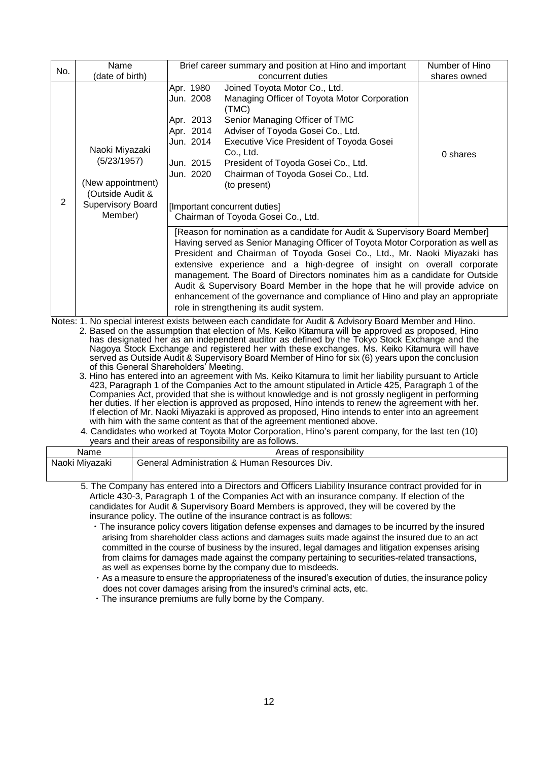| No. | Name (date of birth) | Brief career summary and position at Hino and important concurrent duties | Number of Hino shares owned |
|---|---|---|---|
| 2 | Naoki Miyazaki (5/23/1957) (New appointment) (Outside Audit & Supervisory Board Member) | Apr. 1980 Joined Toyota Motor Co., Ltd.<br>Jun. 2008 Managing Officer of Toyota Motor Corporation (TMC)<br>Apr. 2013 Senior Managing Officer of TMC<br>Apr. 2014 Adviser of Toyoda Gosei Co., Ltd.<br>Jun. 2014 Executive Vice President of Toyoda Gosei Co., Ltd.<br>Jun. 2015 President of Toyoda Gosei Co., Ltd.<br>Jun. 2020 Chairman of Toyoda Gosei Co., Ltd. (to present)<br><br>[Important concurrent duties]<br>Chairman of Toyoda Gosei Co., Ltd. | 0 shares |
| | | [Reason for nomination as a candidate for Audit & Supervisory Board Member]<br>Having served as Senior Managing Officer of Toyota Motor Corporation as well as President and Chairman of Toyoda Gosei Co., Ltd., Mr. Naoki Miyazaki has extensive experience and a high-degree of insight on overall corporate management. The Board of Directors nominates him as a candidate for Outside Audit & Supervisory Board Member in the hope that he will provide advice on enhancement of the governance and compliance of Hino and play an appropriate role in strengthening its audit system. | |

Notes: 1. No special interest exists between each candidate for Audit & Advisory Board Member and Hino.

2. Based on the assumption that election of Ms. Keiko Kitamura will be approved as proposed, Hino has designated her as an independent auditor as defined by the Tokyo Stock Exchange and the Nagoya Stock Exchange and registered her with these exchanges. Ms. Keiko Kitamura will have served as Outside Audit & Supervisory Board Member of Hino for six (6) years upon the conclusion of this General Shareholders' Meeting.

3. Hino has entered into an agreement with Ms. Keiko Kitamura to limit her liability pursuant to Article 423, Paragraph 1 of the Companies Act to the amount stipulated in Article 425, Paragraph 1 of the Companies Act, provided that she is without knowledge and is not grossly negligent in performing her duties. If her election is approved as proposed, Hino intends to renew the agreement with her. If election of Mr. Naoki Miyazaki is approved as proposed, Hino intends to enter into an agreement with him with the same content as that of the agreement mentioned above.

4. Candidates who worked at Toyota Motor Corporation, Hino's parent company, for the last ten (10) years and their areas of responsibility are as follows.

| Name | Areas of responsibility |
|---|---|
| Naoki Miyazaki | General Administration & Human Resources Div. |

5. The Company has entered into a Directors and Officers Liability Insurance contract provided for in Article 430-3, Paragraph 1 of the Companies Act with an insurance company. If election of the candidates for Audit & Supervisory Board Members is approved, they will be covered by the insurance policy. The outline of the insurance contract is as follows:

- The insurance policy covers litigation defense expenses and damages to be incurred by the insured arising from shareholder class actions and damages suits made against the insured due to an act committed in the course of business by the insured, legal damages and litigation expenses arising from claims for damages made against the company pertaining to securities-related transactions, as well as expenses borne by the company due to misdeeds.
- As a measure to ensure the appropriateness of the insured's execution of duties, the insurance policy does not cover damages arising from the insured's criminal acts, etc.
- The insurance premiums are fully borne by the Company.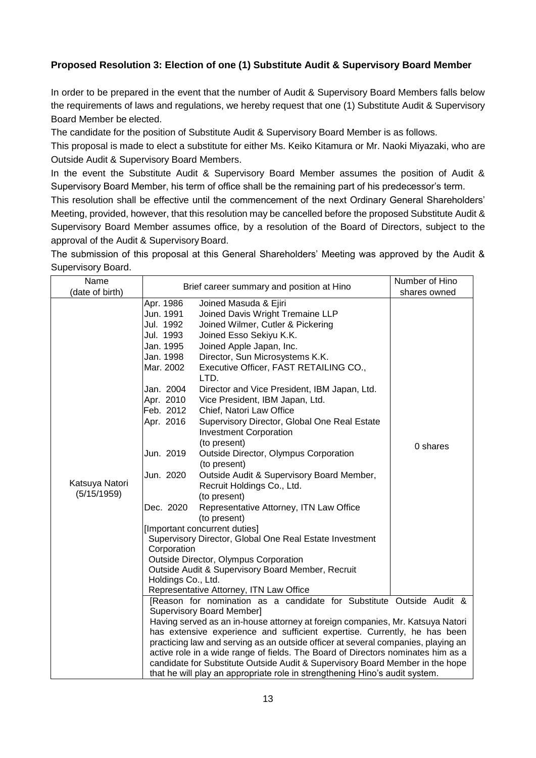### Proposed Resolution 3: Election of one (1) Substitute Audit & Supervisory Board Member

In order to be prepared in the event that the number of Audit & Supervisory Board Members falls below the requirements of laws and regulations, we hereby request that one (1) Substitute Audit & Supervisory Board Member be elected.

The candidate for the position of Substitute Audit & Supervisory Board Member is as follows.

This proposal is made to elect a substitute for either Ms. Keiko Kitamura or Mr. Naoki Miyazaki, who are Outside Audit & Supervisory Board Members.

In the event the Substitute Audit & Supervisory Board Member assumes the position of Audit & Supervisory Board Member, his term of office shall be the remaining part of his predecessor's term.

This resolution shall be effective until the commencement of the next Ordinary General Shareholders' Meeting, provided, however, that this resolution may be cancelled before the proposed Substitute Audit & Supervisory Board Member assumes office, by a resolution of the Board of Directors, subject to the approval of the Audit & Supervisory Board.

The submission of this proposal at this General Shareholders' Meeting was approved by the Audit & Supervisory Board.

| Name (date of birth) | Brief career summary and position at Hino | Number of Hino shares owned |
|---|---|---|
| Katsuya Natori (5/15/1959) | Apr. 1986 Joined Masuda & Ejiri<br>Jun. 1991 Joined Davis Wright Tremaine LLP<br>Jul. 1992 Joined Wilmer, Cutler & Pickering<br>Jul. 1993 Joined Esso Sekiyu K.K.<br>Jan. 1995 Joined Apple Japan, Inc.<br>Jan. 1998 Director, Sun Microsystems K.K.<br>Mar. 2002 Executive Officer, FAST RETAILING CO., LTD.<br>Jan. 2004 Director and Vice President, IBM Japan, Ltd.<br>Apr. 2010 Vice President, IBM Japan, Ltd.<br>Feb. 2012 Chief, Natori Law Office<br>Apr. 2016 Supervisory Director, Global One Real Estate Investment Corporation (to present)<br>Jun. 2019 Outside Director, Olympus Corporation (to present)<br>Jun. 2020 Outside Audit & Supervisory Board Member, Recruit Holdings Co., Ltd. (to present)<br>Dec. 2020 Representative Attorney, ITN Law Office (to present)<br>[Important concurrent duties]<br>Supervisory Director, Global One Real Estate Investment Corporation<br>Outside Director, Olympus Corporation<br>Outside Audit & Supervisory Board Member, Recruit Holdings Co., Ltd.<br>Representative Attorney, ITN Law Office | 0 shares |
| | [Reason for nomination as a candidate for Substitute Outside Audit & Supervisory Board Member]<br>Having served as an in-house attorney at foreign companies, Mr. Katsuya Natori has extensive experience and sufficient expertise. Currently, he has been practicing law and serving as an outside officer at several companies, playing an active role in a wide range of fields. The Board of Directors nominates him as a candidate for Substitute Outside Audit & Supervisory Board Member in the hope that he will play an appropriate role in strengthening Hino's audit system. | |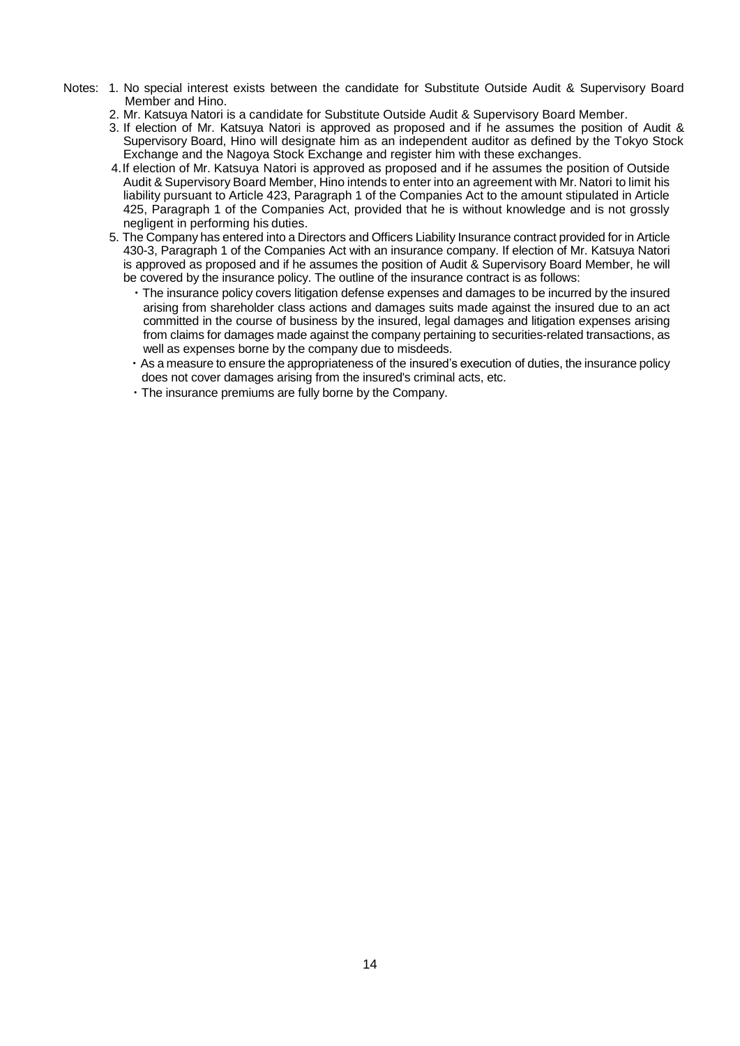Notes: 1. No special interest exists between the candidate for Substitute Outside Audit & Supervisory Board Member and Hino.

2. Mr. Katsuya Natori is a candidate for Substitute Outside Audit & Supervisory Board Member.

3. If election of Mr. Katsuya Natori is approved as proposed and if he assumes the position of Audit & Supervisory Board, Hino will designate him as an independent auditor as defined by the Tokyo Stock Exchange and the Nagoya Stock Exchange and register him with these exchanges.

4. If election of Mr. Katsuya Natori is approved as proposed and if he assumes the position of Outside Audit & Supervisory Board Member, Hino intends to enter into an agreement with Mr. Natori to limit his liability pursuant to Article 423, Paragraph 1 of the Companies Act to the amount stipulated in Article 425, Paragraph 1 of the Companies Act, provided that he is without knowledge and is not grossly negligent in performing his duties.

5. The Company has entered into a Directors and Officers Liability Insurance contract provided for in Article 430-3, Paragraph 1 of the Companies Act with an insurance company. If election of Mr. Katsuya Natori is approved as proposed and if he assumes the position of Audit & Supervisory Board Member, he will be covered by the insurance policy. The outline of the insurance contract is as follows:

   ・The insurance policy covers litigation defense expenses and damages to be incurred by the insured arising from shareholder class actions and damages suits made against the insured due to an act committed in the course of business by the insured, legal damages and litigation expenses arising from claims for damages made against the company pertaining to securities-related transactions, as well as expenses borne by the company due to misdeeds.

   ・As a measure to ensure the appropriateness of the insured's execution of duties, the insurance policy does not cover damages arising from the insured's criminal acts, etc.

   ・The insurance premiums are fully borne by the Company.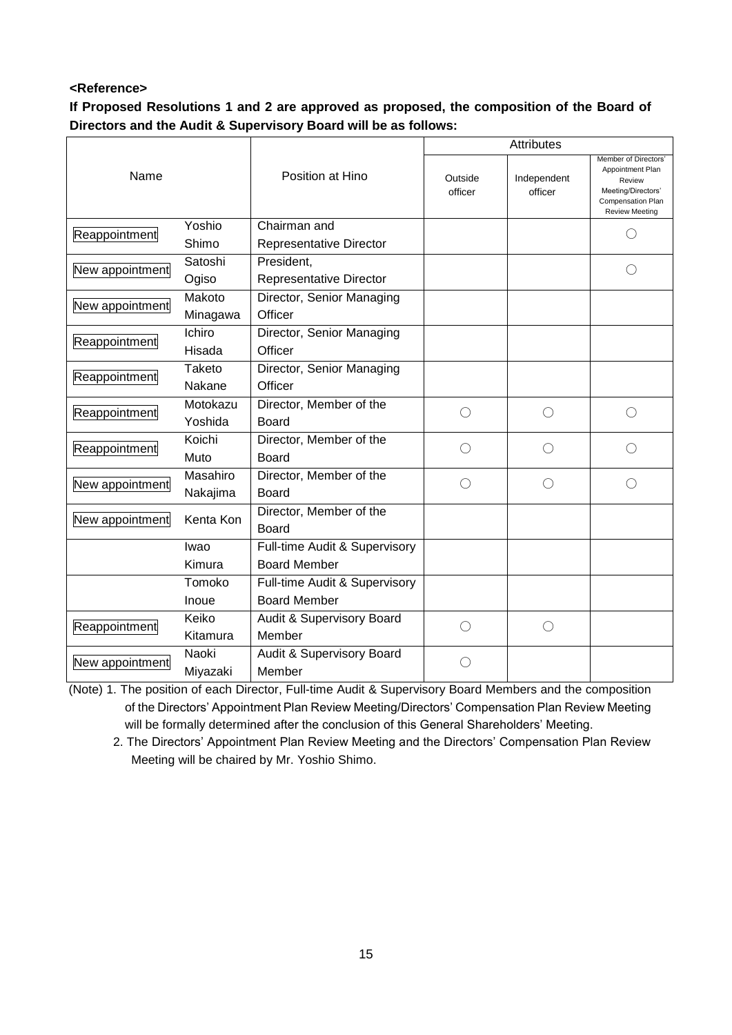**<Reference>**

**If Proposed Resolutions 1 and 2 are approved as proposed, the composition of the Board of Directors and the Audit & Supervisory Board will be as follows:**

| Name | | Position at Hino | Attributes | | |
|---|---|---|---|---|---|
| | | | Outside officer | Independent officer | Member of Directors' Appointment Plan Review Meeting/Directors' Compensation Plan Review Meeting |
| Reappointment | Yoshio Shimo | Chairman and Representative Director | | | ○ |
| New appointment | Satoshi Ogiso | President, Representative Director | | | ○ |
| New appointment | Makoto Minagawa | Director, Senior Managing Officer | | | |
| Reappointment | Ichiro Hisada | Director, Senior Managing Officer | | | |
| Reappointment | Taketo Nakane | Director, Senior Managing Officer | | | |
| Reappointment | Motokazu Yoshida | Director, Member of the Board | ○ | ○ | ○ |
| Reappointment | Koichi Muto | Director, Member of the Board | ○ | ○ | ○ |
| New appointment | Masahiro Nakajima | Director, Member of the Board | ○ | ○ | ○ |
| New appointment | Kenta Kon | Director, Member of the Board | | | |
| | Iwao Kimura | Full-time Audit & Supervisory Board Member | | | |
| | Tomoko Inoue | Full-time Audit & Supervisory Board Member | | | |
| Reappointment | Keiko Kitamura | Audit & Supervisory Board Member | ○ | ○ | |
| New appointment | Naoki Miyazaki | Audit & Supervisory Board Member | ○ | | |

(Note) 1. The position of each Director, Full-time Audit & Supervisory Board Members and the composition of the Directors' Appointment Plan Review Meeting/Directors' Compensation Plan Review Meeting will be formally determined after the conclusion of this General Shareholders' Meeting.

2. The Directors' Appointment Plan Review Meeting and the Directors' Compensation Plan Review Meeting will be chaired by Mr. Yoshio Shimo.